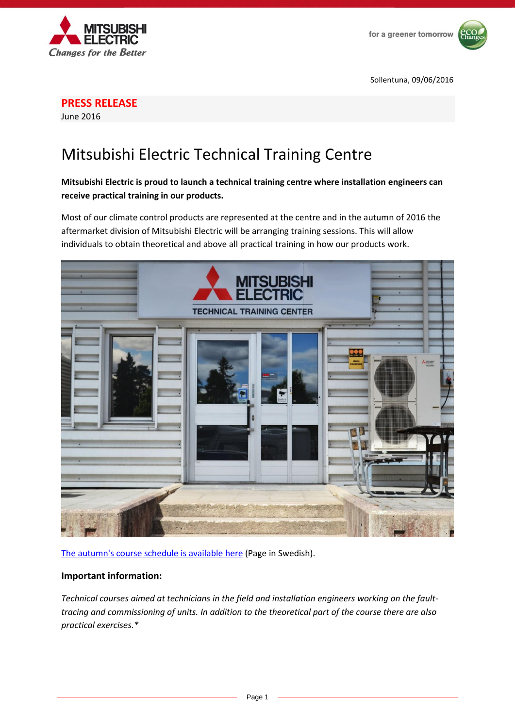Sollentuna, 09/06/2016

**PRESS RELEASE**
June 2016

# Mitsubishi Electric Technical Training Centre

**Mitsubishi Electric is proud to launch a technical training centre where installation engineers can receive practical training in our products.**

Most of our climate control products are represented at the centre and in the autumn of 2016 the aftermarket division of Mitsubishi Electric will be arranging training sessions. This will allow individuals to obtain theoretical and above all practical training in how our products work.

The autumn's course schedule is available here (Page in Swedish).

### Important information:

*Technical courses aimed at technicians in the field and installation engineers working on the fault-tracing and commissioning of units. In addition to the theoretical part of the course there are also practical exercises.**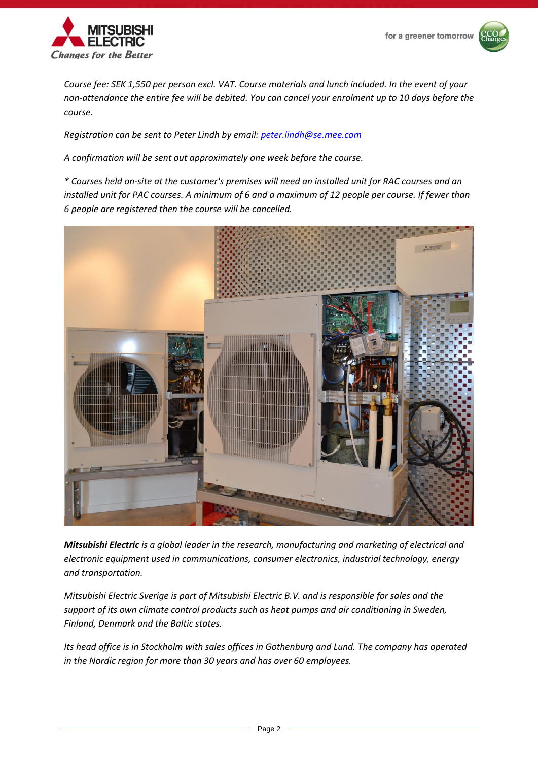*Course fee: SEK 1,550 per person excl. VAT. Course materials and lunch included. In the event of your non-attendance the entire fee will be debited. You can cancel your enrolment up to 10 days before the course.*

*Registration can be sent to Peter Lindh by email: [peter.lindh@se.mee.com](mailto:peter.lindh@se.mee.com)*

*A confirmation will be sent out approximately one week before the course.*

*\* Courses held on-site at the customer's premises will need an installed unit for RAC courses and an installed unit for PAC courses. A minimum of 6 and a maximum of 12 people per course. If fewer than 6 people are registered then the course will be cancelled.*

***Mitsubishi Electric** is a global leader in the research, manufacturing and marketing of electrical and electronic equipment used in communications, consumer electronics, industrial technology, energy and transportation.*

*Mitsubishi Electric Sverige is part of Mitsubishi Electric B.V. and is responsible for sales and the support of its own climate control products such as heat pumps and air conditioning in Sweden, Finland, Denmark and the Baltic states.*

*Its head office is in Stockholm with sales offices in Gothenburg and Lund. The company has operated in the Nordic region for more than 30 years and has over 60 employees.*